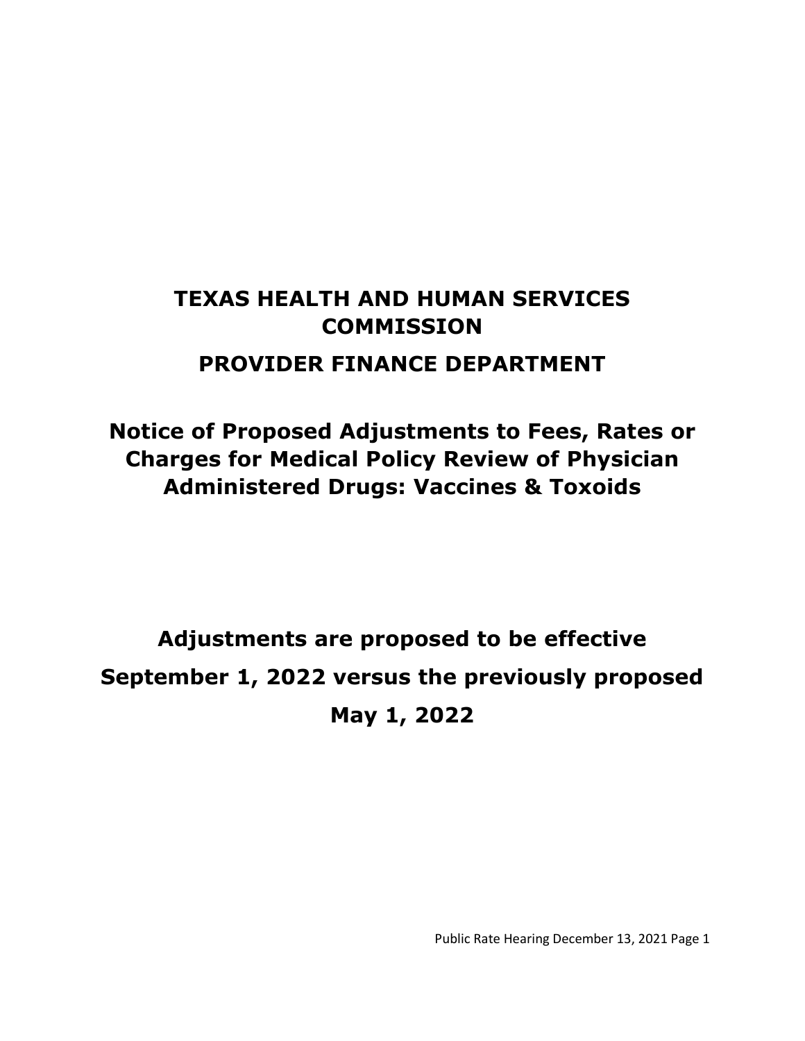# TEXAS HEALTH AND HUMAN SERVICES COMMISSION

## PROVIDER FINANCE DEPARTMENT

## Notice of Proposed Adjustments to Fees, Rates or Charges for Medical Policy Review of Physician Administered Drugs: Vaccines & Toxoids

## Adjustments are proposed to be effective September 1, 2022 versus the previously proposed May 1, 2022

Public Rate Hearing December 13, 2021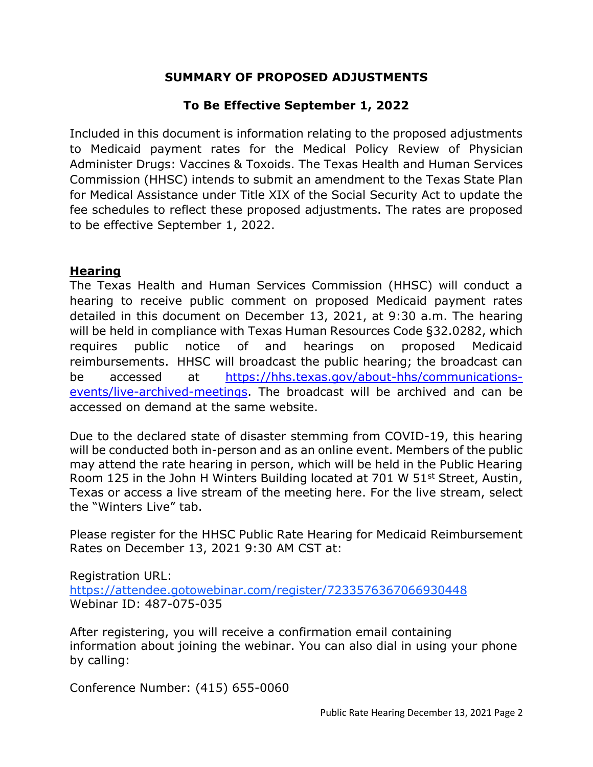## SUMMARY OF PROPOSED ADJUSTMENTS

## To Be Effective September 1, 2022

Included in this document is information relating to the proposed adjustments to Medicaid payment rates for the Medical Policy Review of Physician Administer Drugs: Vaccines & Toxoids. The Texas Health and Human Services Commission (HHSC) intends to submit an amendment to the Texas State Plan for Medical Assistance under Title XIX of the Social Security Act to update the fee schedules to reflect these proposed adjustments. The rates are proposed to be effective September 1, 2022.

**Hearing**

The Texas Health and Human Services Commission (HHSC) will conduct a hearing to receive public comment on proposed Medicaid payment rates detailed in this document on December 13, 2021, at 9:30 a.m. The hearing will be held in compliance with Texas Human Resources Code §32.0282, which requires public notice of and hearings on proposed Medicaid reimbursements. HHSC will broadcast the public hearing; the broadcast can be accessed at https://hhs.texas.gov/about-hhs/communications-events/live-archived-meetings. The broadcast will be archived and can be accessed on demand at the same website.

Due to the declared state of disaster stemming from COVID-19, this hearing will be conducted both in-person and as an online event. Members of the public may attend the rate hearing in person, which will be held in the Public Hearing Room 125 in the John H Winters Building located at 701 W 51st Street, Austin, Texas or access a live stream of the meeting here. For the live stream, select the "Winters Live" tab.

Please register for the HHSC Public Rate Hearing for Medicaid Reimbursement Rates on December 13, 2021 9:30 AM CST at:

Registration URL:
https://attendee.gotowebinar.com/register/7233576367066930448
Webinar ID: 487-075-035

After registering, you will receive a confirmation email containing information about joining the webinar. You can also dial in using your phone by calling:

Conference Number: (415) 655-0060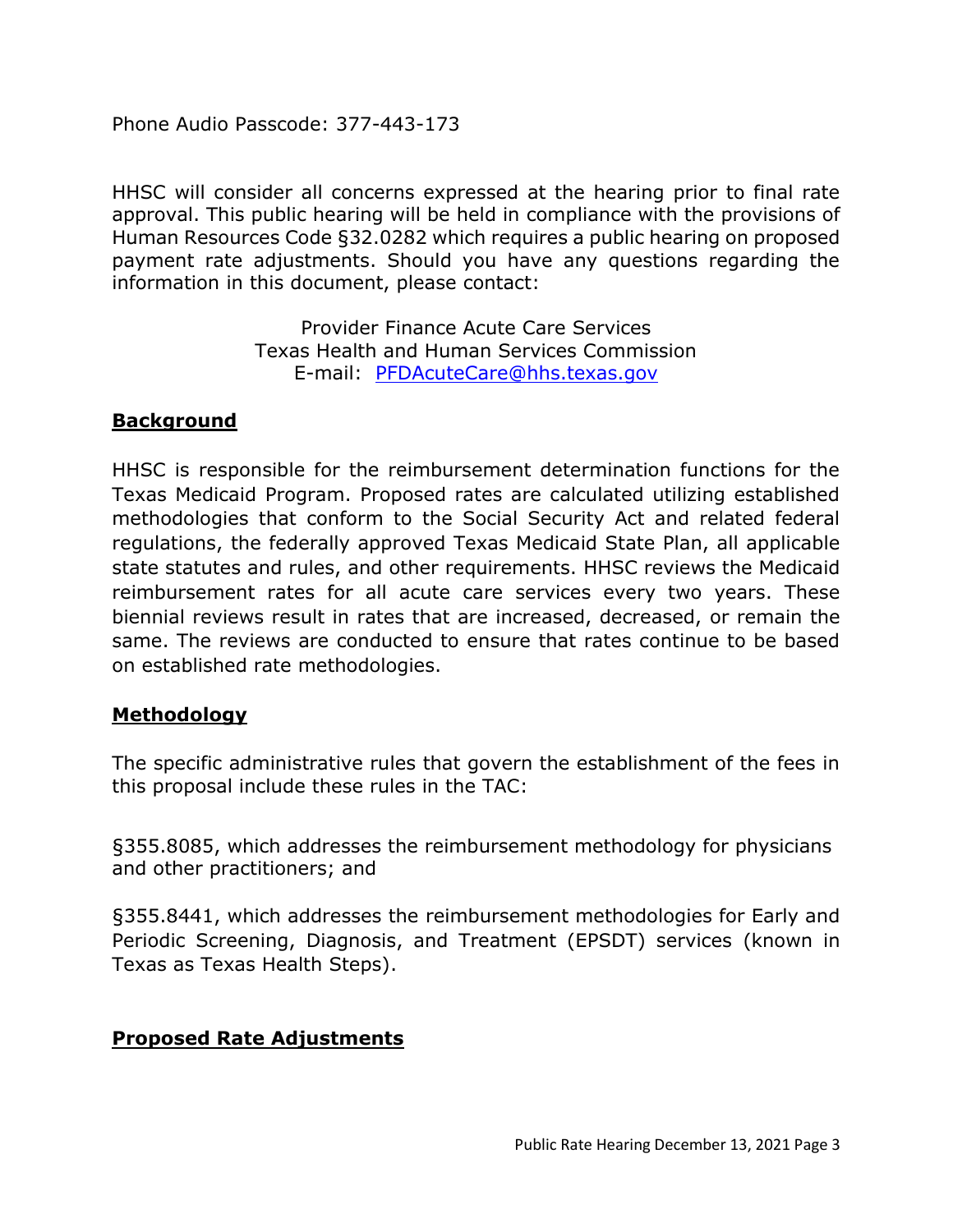Phone Audio Passcode: 377-443-173

HHSC will consider all concerns expressed at the hearing prior to final rate approval. This public hearing will be held in compliance with the provisions of Human Resources Code §32.0282 which requires a public hearing on proposed payment rate adjustments. Should you have any questions regarding the information in this document, please contact:

Provider Finance Acute Care Services
Texas Health and Human Services Commission
E-mail: [PFDAcuteCare@hhs.texas.gov](mailto:PFDAcuteCare@hhs.texas.gov)

## Background

HHSC is responsible for the reimbursement determination functions for the Texas Medicaid Program. Proposed rates are calculated utilizing established methodologies that conform to the Social Security Act and related federal regulations, the federally approved Texas Medicaid State Plan, all applicable state statutes and rules, and other requirements. HHSC reviews the Medicaid reimbursement rates for all acute care services every two years. These biennial reviews result in rates that are increased, decreased, or remain the same. The reviews are conducted to ensure that rates continue to be based on established rate methodologies.

## Methodology

The specific administrative rules that govern the establishment of the fees in this proposal include these rules in the TAC:

§355.8085, which addresses the reimbursement methodology for physicians and other practitioners; and

§355.8441, which addresses the reimbursement methodologies for Early and Periodic Screening, Diagnosis, and Treatment (EPSDT) services (known in Texas as Texas Health Steps).

## Proposed Rate Adjustments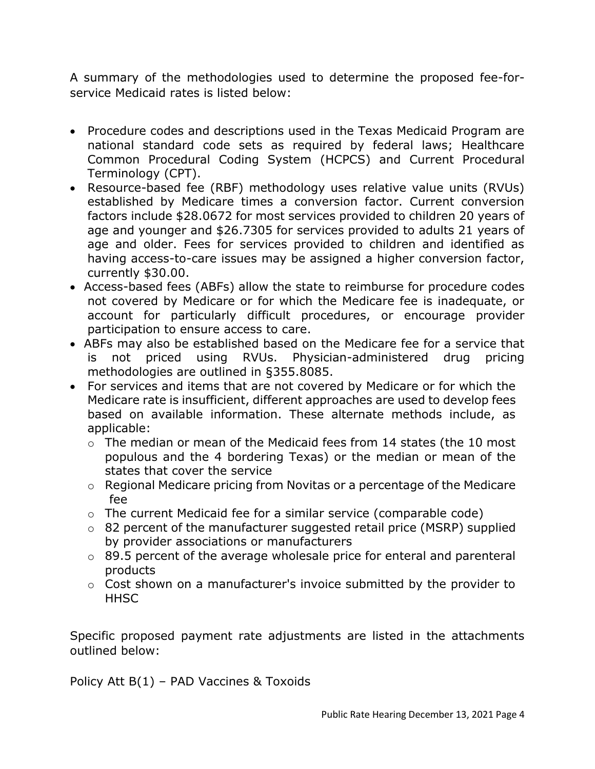A summary of the methodologies used to determine the proposed fee-for-service Medicaid rates is listed below:

- Procedure codes and descriptions used in the Texas Medicaid Program are national standard code sets as required by federal laws; Healthcare Common Procedural Coding System (HCPCS) and Current Procedural Terminology (CPT).
- Resource-based fee (RBF) methodology uses relative value units (RVUs) established by Medicare times a conversion factor. Current conversion factors include $28.0672 for most services provided to children 20 years of age and younger and $26.7305 for services provided to adults 21 years of age and older. Fees for services provided to children and identified as having access-to-care issues may be assigned a higher conversion factor, currently $30.00.
- Access-based fees (ABFs) allow the state to reimburse for procedure codes not covered by Medicare or for which the Medicare fee is inadequate, or account for particularly difficult procedures, or encourage provider participation to ensure access to care.
- ABFs may also be established based on the Medicare fee for a service that is not priced using RVUs. Physician-administered drug pricing methodologies are outlined in §355.8085.
- For services and items that are not covered by Medicare or for which the Medicare rate is insufficient, different approaches are used to develop fees based on available information. These alternate methods include, as applicable:
  - The median or mean of the Medicaid fees from 14 states (the 10 most populous and the 4 bordering Texas) or the median or mean of the states that cover the service
  - Regional Medicare pricing from Novitas or a percentage of the Medicare fee
  - The current Medicaid fee for a similar service (comparable code)
  - 82 percent of the manufacturer suggested retail price (MSRP) supplied by provider associations or manufacturers
  - 89.5 percent of the average wholesale price for enteral and parenteral products
  - Cost shown on a manufacturer's invoice submitted by the provider to HHSC

Specific proposed payment rate adjustments are listed in the attachments outlined below:

Policy Att B(1) – PAD Vaccines & Toxoids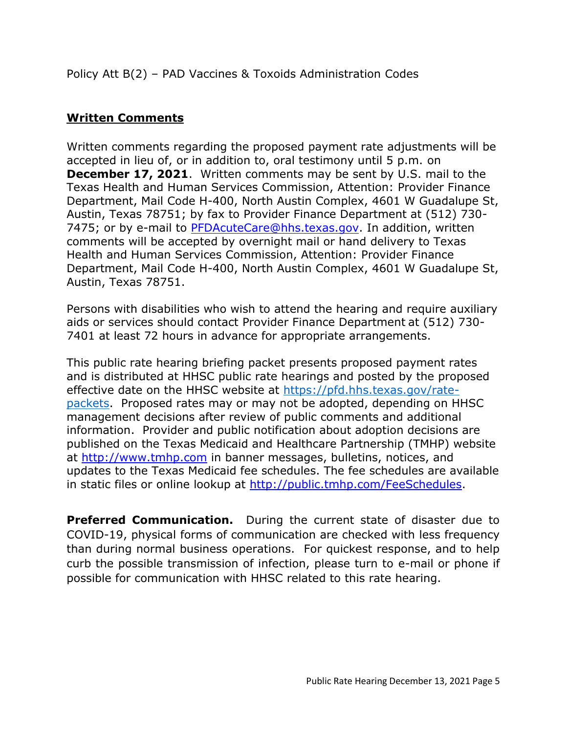Policy Att B(2) – PAD Vaccines & Toxoids Administration Codes

## Written Comments

Written comments regarding the proposed payment rate adjustments will be accepted in lieu of, or in addition to, oral testimony until 5 p.m. on **December 17, 2021**. Written comments may be sent by U.S. mail to the Texas Health and Human Services Commission, Attention: Provider Finance Department, Mail Code H-400, North Austin Complex, 4601 W Guadalupe St, Austin, Texas 78751; by fax to Provider Finance Department at (512) 730-7475; or by e-mail to PFDAcuteCare@hhs.texas.gov. In addition, written comments will be accepted by overnight mail or hand delivery to Texas Health and Human Services Commission, Attention: Provider Finance Department, Mail Code H-400, North Austin Complex, 4601 W Guadalupe St, Austin, Texas 78751.

Persons with disabilities who wish to attend the hearing and require auxiliary aids or services should contact Provider Finance Department at (512) 730-7401 at least 72 hours in advance for appropriate arrangements.

This public rate hearing briefing packet presents proposed payment rates and is distributed at HHSC public rate hearings and posted by the proposed effective date on the HHSC website at https://pfd.hhs.texas.gov/rate-packets. Proposed rates may or may not be adopted, depending on HHSC management decisions after review of public comments and additional information. Provider and public notification about adoption decisions are published on the Texas Medicaid and Healthcare Partnership (TMHP) website at http://www.tmhp.com in banner messages, bulletins, notices, and updates to the Texas Medicaid fee schedules. The fee schedules are available in static files or online lookup at http://public.tmhp.com/FeeSchedules.

**Preferred Communication.** During the current state of disaster due to COVID-19, physical forms of communication are checked with less frequency than during normal business operations. For quickest response, and to help curb the possible transmission of infection, please turn to e-mail or phone if possible for communication with HHSC related to this rate hearing.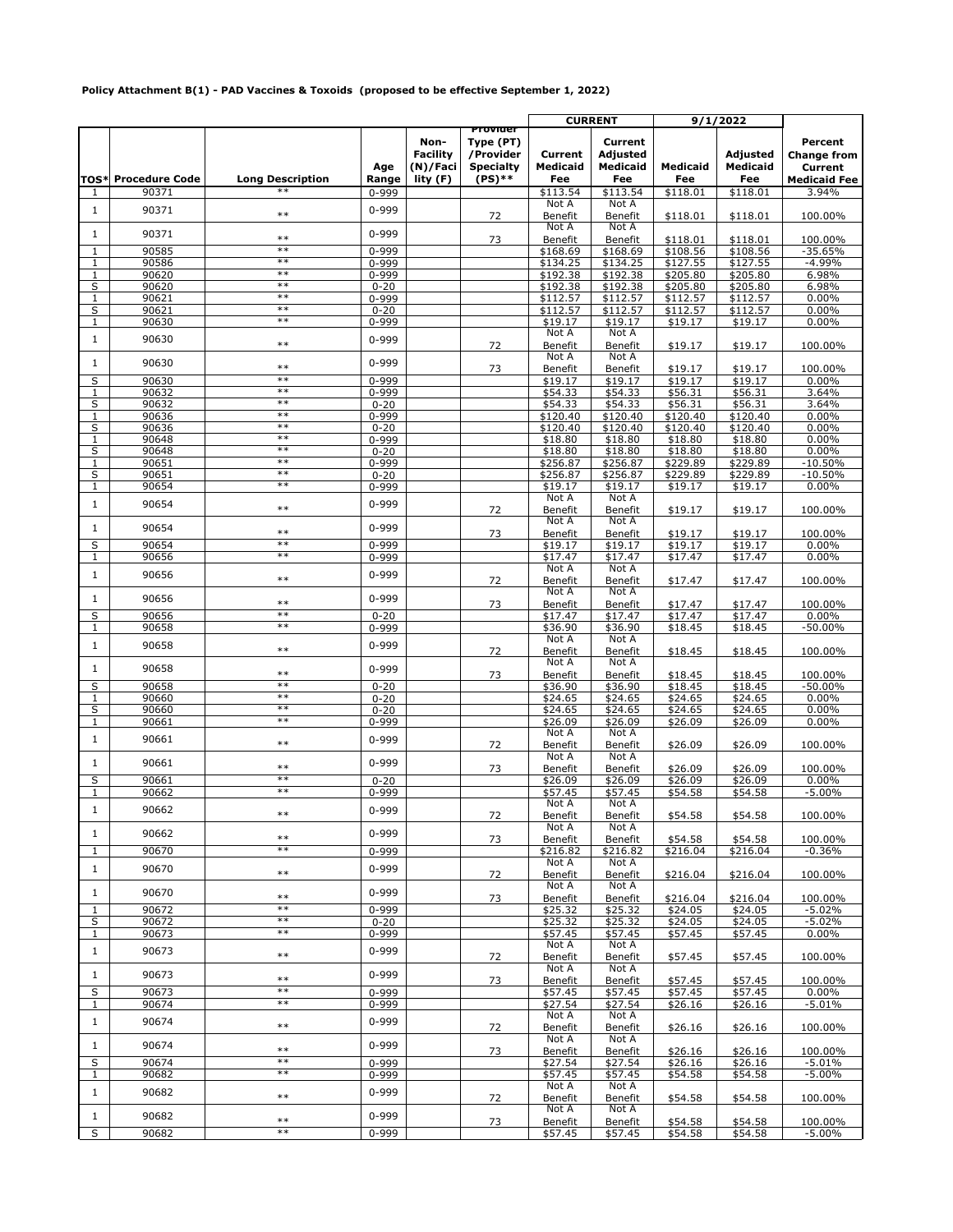**Policy Attachment B(1) - PAD Vaccines & Toxoids (proposed to be effective September 1, 2022)**

| | | | | | | CURRENT | | 9/1/2022 | | |
|---|---|---|---|---|---|---|---|---|---|---|
| TOS* | Procedure Code | Long Description | Age Range | Non-Facility (N)/Facility (F) | Provider Type (PT) /Provider Specialty (PS)** | Current Medicaid Fee | Current Adjusted Medicaid Fee | Medicaid Fee | Adjusted Medicaid Fee | Percent Change from Current Medicaid Fee |
| 1 | 90371 | ** | 0-999 | | | $113.54 | $113.54 | $118.01 | $118.01 | 3.94% |
| 1 | 90371 | ** | 0-999 | | 72 | Not A Benefit | Not A Benefit | $118.01 | $118.01 | 100.00% |
| 1 | 90371 | ** | 0-999 | | 73 | Not A Benefit | Not A Benefit | $118.01 | $118.01 | 100.00% |
| 1 | 90585 | ** | 0-999 | | | $168.69 | $168.69 | $108.56 | $108.56 | -35.65% |
| 1 | 90586 | ** | 0-999 | | | $134.25 | $134.25 | $127.55 | $127.55 | -4.99% |
| 1 | 90620 | ** | 0-999 | | | $192.38 | $192.38 | $205.80 | $205.80 | 6.98% |
| S | 90620 | ** | 0-20 | | | $192.38 | $192.38 | $205.80 | $205.80 | 6.98% |
| 1 | 90621 | ** | 0-999 | | | $112.57 | $112.57 | $112.57 | $112.57 | 0.00% |
| S | 90621 | ** | 0-20 | | | $112.57 | $112.57 | $112.57 | $112.57 | 0.00% |
| 1 | 90630 | ** | 0-999 | | | $19.17 | $19.17 | $19.17 | $19.17 | 0.00% |
| 1 | 90630 | ** | 0-999 | | 72 | Not A Benefit | Not A Benefit | $19.17 | $19.17 | 100.00% |
| 1 | 90630 | ** | 0-999 | | 73 | Not A Benefit | Not A Benefit | $19.17 | $19.17 | 100.00% |
| S | 90630 | ** | 0-999 | | | $19.17 | $19.17 | $19.17 | $19.17 | 0.00% |
| 1 | 90632 | ** | 0-999 | | | $54.33 | $54.33 | $56.31 | $56.31 | 3.64% |
| S | 90632 | ** | 0-20 | | | $54.33 | $54.33 | $56.31 | $56.31 | 3.64% |
| 1 | 90636 | ** | 0-999 | | | $120.40 | $120.40 | $120.40 | $120.40 | 0.00% |
| S | 90636 | ** | 0-20 | | | $120.40 | $120.40 | $120.40 | $120.40 | 0.00% |
| 1 | 90648 | ** | 0-999 | | | $18.80 | $18.80 | $18.80 | $18.80 | 0.00% |
| S | 90648 | ** | 0-20 | | | $18.80 | $18.80 | $18.80 | $18.80 | 0.00% |
| 1 | 90651 | ** | 0-999 | | | $256.87 | $256.87 | $229.89 | $229.89 | -10.50% |
| S | 90651 | ** | 0-20 | | | $256.87 | $256.87 | $229.89 | $229.89 | -10.50% |
| 1 | 90654 | ** | 0-999 | | | $19.17 | $19.17 | $19.17 | $19.17 | 0.00% |
| 1 | 90654 | ** | 0-999 | | 72 | Not A Benefit | Not A Benefit | $19.17 | $19.17 | 100.00% |
| 1 | 90654 | ** | 0-999 | | 73 | Not A Benefit | Not A Benefit | $19.17 | $19.17 | 100.00% |
| S | 90654 | ** | 0-999 | | | $19.17 | $19.17 | $19.17 | $19.17 | 0.00% |
| 1 | 90656 | ** | 0-999 | | | $17.47 | $17.47 | $17.47 | $17.47 | 0.00% |
| 1 | 90656 | ** | 0-999 | | 72 | Not A Benefit | Not A Benefit | $17.47 | $17.47 | 100.00% |
| 1 | 90656 | ** | 0-999 | | 73 | Not A Benefit | Not A Benefit | $17.47 | $17.47 | 100.00% |
| S | 90656 | ** | 0-20 | | | $17.47 | $17.47 | $17.47 | $17.47 | 0.00% |
| 1 | 90658 | ** | 0-999 | | | $36.90 | $36.90 | $18.45 | $18.45 | -50.00% |
| 1 | 90658 | ** | 0-999 | | 72 | Not A Benefit | Not A Benefit | $18.45 | $18.45 | 100.00% |
| 1 | 90658 | ** | 0-999 | | 73 | Not A Benefit | Not A Benefit | $18.45 | $18.45 | 100.00% |
| S | 90658 | ** | 0-20 | | | $36.90 | $36.90 | $18.45 | $18.45 | -50.00% |
| 1 | 90660 | ** | 0-20 | | | $24.65 | $24.65 | $24.65 | $24.65 | 0.00% |
| S | 90660 | ** | 0-20 | | | $24.65 | $24.65 | $24.65 | $24.65 | 0.00% |
| 1 | 90661 | ** | 0-999 | | | $26.09 | $26.09 | $26.09 | $26.09 | 0.00% |
| 1 | 90661 | ** | 0-999 | | 72 | Not A Benefit | Not A Benefit | $26.09 | $26.09 | 100.00% |
| 1 | 90661 | ** | 0-999 | | 73 | Not A Benefit | Not A Benefit | $26.09 | $26.09 | 100.00% |
| S | 90661 | ** | 0-20 | | | $26.09 | $26.09 | $26.09 | $26.09 | 0.00% |
| 1 | 90662 | ** | 0-999 | | | $57.45 | $57.45 | $54.58 | $54.58 | -5.00% |
| 1 | 90662 | ** | 0-999 | | 72 | Not A Benefit | Not A Benefit | $54.58 | $54.58 | 100.00% |
| 1 | 90662 | ** | 0-999 | | 73 | Not A Benefit | Not A Benefit | $54.58 | $54.58 | 100.00% |
| 1 | 90670 | ** | 0-999 | | | $216.82 | $216.82 | $216.04 | $216.04 | -0.36% |
| 1 | 90670 | ** | 0-999 | | 72 | Not A Benefit | Not A Benefit | $216.04 | $216.04 | 100.00% |
| 1 | 90670 | ** | 0-999 | | 73 | Not A Benefit | Not A Benefit | $216.04 | $216.04 | 100.00% |
| 1 | 90672 | ** | 0-999 | | | $25.32 | $25.32 | $24.05 | $24.05 | -5.02% |
| S | 90672 | ** | 0-20 | | | $25.32 | $25.32 | $24.05 | $24.05 | -5.02% |
| 1 | 90673 | ** | 0-999 | | | $57.45 | $57.45 | $57.45 | $57.45 | 0.00% |
| 1 | 90673 | ** | 0-999 | | 72 | Not A Benefit | Not A Benefit | $57.45 | $57.45 | 100.00% |
| 1 | 90673 | ** | 0-999 | | 73 | Not A Benefit | Not A Benefit | $57.45 | $57.45 | 100.00% |
| S | 90673 | ** | 0-999 | | | $57.45 | $57.45 | $57.45 | $57.45 | 0.00% |
| 1 | 90674 | ** | 0-999 | | | $27.54 | $27.54 | $26.16 | $26.16 | -5.01% |
| 1 | 90674 | ** | 0-999 | | 72 | Not A Benefit | Not A Benefit | $26.16 | $26.16 | 100.00% |
| 1 | 90674 | ** | 0-999 | | 73 | Not A Benefit | Not A Benefit | $26.16 | $26.16 | 100.00% |
| S | 90674 | ** | 0-999 | | | $27.54 | $27.54 | $26.16 | $26.16 | -5.01% |
| 1 | 90682 | ** | 0-999 | | | $57.45 | $57.45 | $54.58 | $54.58 | -5.00% |
| 1 | 90682 | ** | 0-999 | | 72 | Not A Benefit | Not A Benefit | $54.58 | $54.58 | 100.00% |
| 1 | 90682 | ** | 0-999 | | 73 | Not A Benefit | Not A Benefit | $54.58 | $54.58 | 100.00% |
| S | 90682 | ** | 0-999 | | | $57.45 | $57.45 | $54.58 | $54.58 | -5.00% |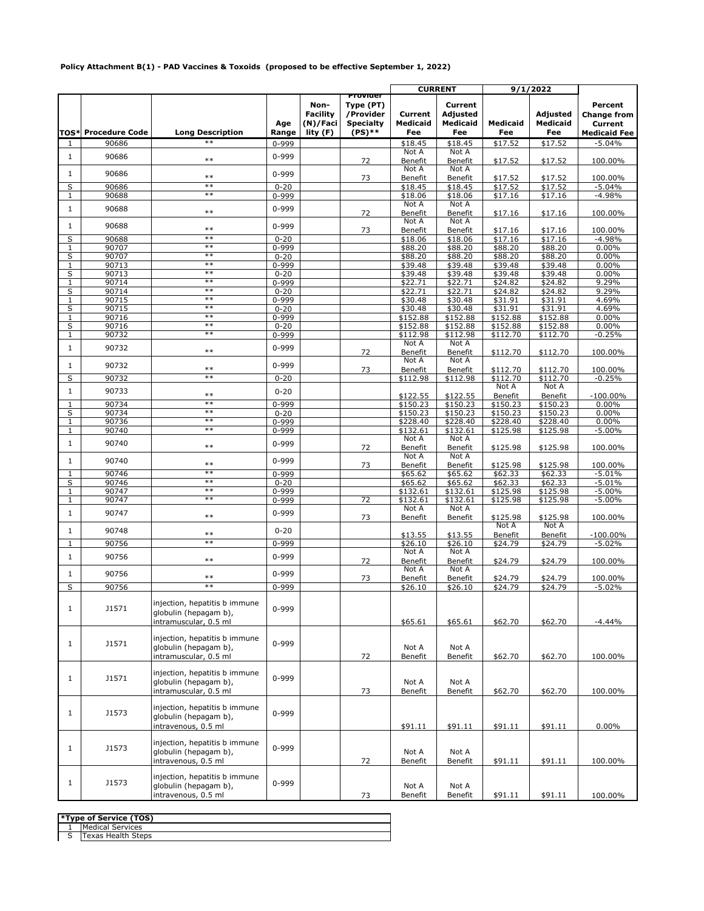**Policy Attachment B(1) - PAD Vaccines & Toxoids (proposed to be effective September 1, 2022)**

| | | | | | | CURRENT | | 9/1/2022 | | |
|---|---|---|---|---|---|---|---|---|---|---|
| TOS* | Procedure Code | Long Description | Age Range | Non-Facility (N)/Facility (F) | Provider Type (PT) /Provider Specialty (PS)** | Current Medicaid Fee | Current Adjusted Medicaid Fee | Medicaid Fee | Adjusted Medicaid Fee | Percent Change from Current Medicaid Fee |
| 1 | 90686 | ** | 0-999 | | | $18.45 | $18.45 | $17.52 | $17.52 | -5.04% |
| 1 | 90686 | ** | 0-999 | | 72 | Not A Benefit | Not A Benefit | $17.52 | $17.52 | 100.00% |
| 1 | 90686 | ** | 0-999 | | 73 | Not A Benefit | Not A Benefit | $17.52 | $17.52 | 100.00% |
| S | 90686 | ** | 0-20 | | | $18.45 | $18.45 | $17.52 | $17.52 | -5.04% |
| 1 | 90688 | ** | 0-999 | | | $18.06 | $18.06 | $17.16 | $17.16 | -4.98% |
| 1 | 90688 | ** | 0-999 | | 72 | Not A Benefit | Not A Benefit | $17.16 | $17.16 | 100.00% |
| 1 | 90688 | ** | 0-999 | | 73 | Not A Benefit | Not A Benefit | $17.16 | $17.16 | 100.00% |
| S | 90688 | ** | 0-20 | | | $18.06 | $18.06 | $17.16 | $17.16 | -4.98% |
| 1 | 90707 | ** | 0-999 | | | $88.20 | $88.20 | $88.20 | $88.20 | 0.00% |
| S | 90707 | ** | 0-20 | | | $88.20 | $88.20 | $88.20 | $88.20 | 0.00% |
| 1 | 90713 | ** | 0-999 | | | $39.48 | $39.48 | $39.48 | $39.48 | 0.00% |
| S | 90713 | ** | 0-20 | | | $39.48 | $39.48 | $39.48 | $39.48 | 0.00% |
| 1 | 90714 | ** | 0-999 | | | $22.71 | $22.71 | $24.82 | $24.82 | 9.29% |
| S | 90714 | ** | 0-20 | | | $22.71 | $22.71 | $24.82 | $24.82 | 9.29% |
| 1 | 90715 | ** | 0-999 | | | $30.48 | $30.48 | $31.91 | $31.91 | 4.69% |
| S | 90715 | ** | 0-20 | | | $30.48 | $30.48 | $31.91 | $31.91 | 4.69% |
| 1 | 90716 | ** | 0-999 | | | $152.88 | $152.88 | $152.88 | $152.88 | 0.00% |
| S | 90716 | ** | 0-20 | | | $152.88 | $152.88 | $152.88 | $152.88 | 0.00% |
| 1 | 90732 | ** | 0-999 | | | $112.98 | $112.98 | $112.70 | $112.70 | -0.25% |
| 1 | 90732 | ** | 0-999 | | 72 | Not A Benefit | Not A Benefit | $112.70 | $112.70 | 100.00% |
| 1 | 90732 | ** | 0-999 | | 73 | Not A Benefit | Not A Benefit | $112.70 | $112.70 | 100.00% |
| S | 90732 | ** | 0-20 | | | $112.98 | $112.98 | $112.70 | $112.70 | -0.25% |
| 1 | 90733 | ** | 0-20 | | | $122.55 | $122.55 | Not A Benefit | Not A Benefit | -100.00% |
| 1 | 90734 | ** | 0-999 | | | $150.23 | $150.23 | $150.23 | $150.23 | 0.00% |
| S | 90734 | ** | 0-20 | | | $150.23 | $150.23 | $150.23 | $150.23 | 0.00% |
| 1 | 90736 | ** | 0-999 | | | $228.40 | $228.40 | $228.40 | $228.40 | 0.00% |
| 1 | 90740 | ** | 0-999 | | | $132.61 | $132.61 | $125.98 | $125.98 | -5.00% |
| 1 | 90740 | ** | 0-999 | | 72 | Not A Benefit | Not A Benefit | $125.98 | $125.98 | 100.00% |
| 1 | 90740 | ** | 0-999 | | 73 | Not A Benefit | Not A Benefit | $125.98 | $125.98 | 100.00% |
| 1 | 90746 | ** | 0-999 | | | $65.62 | $65.62 | $62.33 | $62.33 | -5.01% |
| S | 90746 | ** | 0-20 | | | $65.62 | $65.62 | $62.33 | $62.33 | -5.01% |
| 1 | 90747 | ** | 0-999 | | | $132.61 | $132.61 | $125.98 | $125.98 | -5.00% |
| 1 | 90747 | ** | 0-999 | | 72 | $132.61 | $132.61 | $125.98 | $125.98 | -5.00% |
| 1 | 90747 | ** | 0-999 | | 73 | Not A Benefit | Not A Benefit | $125.98 | $125.98 | 100.00% |
| 1 | 90748 | ** | 0-20 | | | $13.55 | $13.55 | Not A Benefit | Not A Benefit | -100.00% |
| 1 | 90756 | ** | 0-999 | | | $26.10 | $26.10 | $24.79 | $24.79 | -5.02% |
| 1 | 90756 | ** | 0-999 | | 72 | Not A Benefit | Not A Benefit | $24.79 | $24.79 | 100.00% |
| 1 | 90756 | ** | 0-999 | | 73 | Not A Benefit | Not A Benefit | $24.79 | $24.79 | 100.00% |
| S | 90756 | ** | 0-999 | | | $26.10 | $26.10 | $24.79 | $24.79 | -5.02% |
| 1 | J1571 | injection, hepatitis b immune globulin (hepagam b), intramuscular, 0.5 ml | 0-999 | | | $65.61 | $65.61 | $62.70 | $62.70 | -4.44% |
| 1 | J1571 | injection, hepatitis b immune globulin (hepagam b), intramuscular, 0.5 ml | 0-999 | | 72 | Not A Benefit | Not A Benefit | $62.70 | $62.70 | 100.00% |
| 1 | J1571 | injection, hepatitis b immune globulin (hepagam b), intramuscular, 0.5 ml | 0-999 | | 73 | Not A Benefit | Not A Benefit | $62.70 | $62.70 | 100.00% |
| 1 | J1573 | injection, hepatitis b immune globulin (hepagam b), intravenous, 0.5 ml | 0-999 | | | $91.11 | $91.11 | $91.11 | $91.11 | 0.00% |
| 1 | J1573 | injection, hepatitis b immune globulin (hepagam b), intravenous, 0.5 ml | 0-999 | | 72 | Not A Benefit | Not A Benefit | $91.11 | $91.11 | 100.00% |
| 1 | J1573 | injection, hepatitis b immune globulin (hepagam b), intravenous, 0.5 ml | 0-999 | | 73 | Not A Benefit | Not A Benefit | $91.11 | $91.11 | 100.00% |

| *Type of Service (TOS) | |
|---|---|
| 1 | Medical Services |
| S | Texas Health Steps |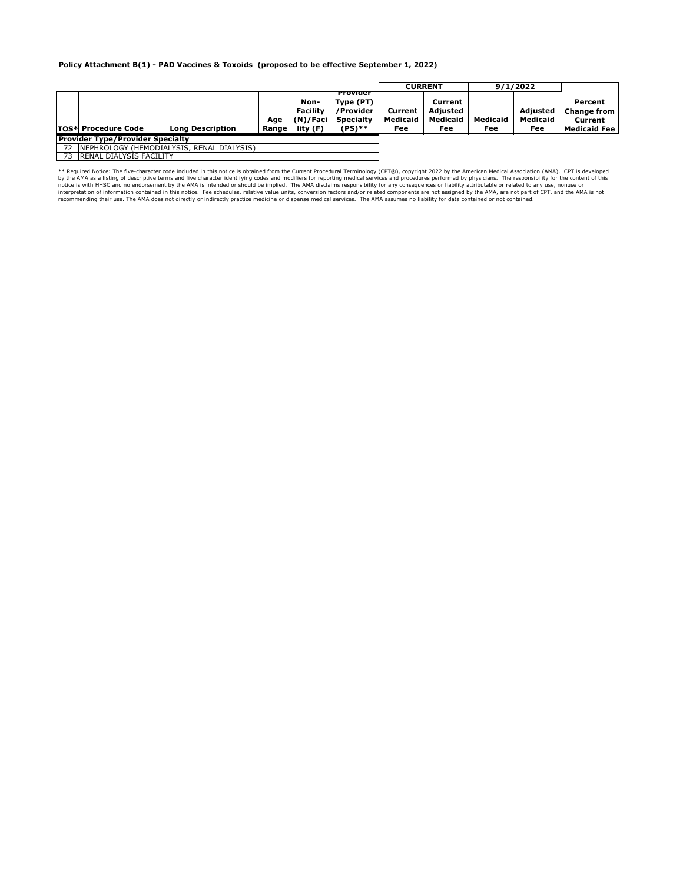**Policy Attachment B(1) - PAD Vaccines & Toxoids (proposed to be effective September 1, 2022)**

| | | | | | | CURRENT | | 9/1/2022 | | |
|---|---|---|---|---|---|---|---|---|---|---|
| TOS* | Procedure Code | Long Description | Age Range | Non-Facility (N)/Facility (F) | Provider Type (PT) /Provider Specialty (PS)** | Current Medicaid Fee | Current Adjusted Medicaid Fee | Medicaid Fee | Adjusted Medicaid Fee | Percent Change from Current Medicaid Fee |

| Provider Type/Provider Specialty | |
|---|---|
| 72 | NEPHROLOGY (HEMODIALYSIS, RENAL DIALYSIS) |
| 73 | RENAL DIALYSIS FACILITY |

** Required Notice: The five-character code included in this notice is obtained from the Current Procedural Terminology (CPT®), copyright 2022 by the American Medical Association (AMA). CPT is developed by the AMA as a listing of descriptive terms and five character identifying codes and modifiers for reporting medical services and procedures performed by physicians. The responsibility for the content of this notice is with HHSC and no endorsement by the AMA is intended or should be implied. The AMA disclaims responsibility for any consequences or liability attributable or related to any use, nonuse or interpretation of information contained in this notice. Fee schedules, relative value units, conversion factors and/or related components are not assigned by the AMA, are not part of CPT, and the AMA is not recommending their use. The AMA does not directly or indirectly practice medicine or dispense medical services. The AMA assumes no liability for data contained or not contained.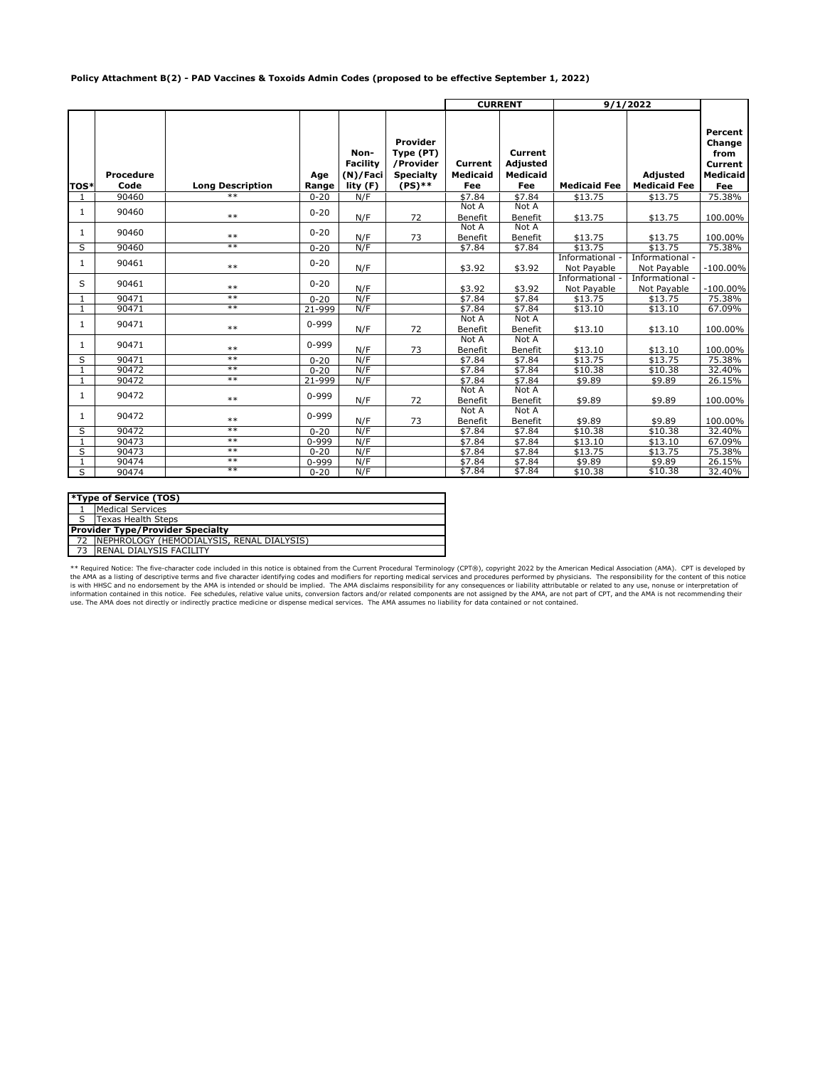**Policy Attachment B(2) - PAD Vaccines & Toxoids Admin Codes (proposed to be effective September 1, 2022)**

| | | | | | | CURRENT | | 9/1/2022 | | |
|---|---|---|---|---|---|---|---|---|---|---|
| TOS* | Procedure Code | Long Description | Age Range | Non-Facility (N)/Facility (F) | Provider Type (PT) /Provider Specialty (PS)** | Current Medicaid Fee | Current Adjusted Medicaid Fee | Medicaid Fee | Adjusted Medicaid Fee | Percent Change from Current Medicaid Fee |
| 1 | 90460 | ** | 0-20 | N/F | | $7.84 | $7.84 | $13.75 | $13.75 | 75.38% |
| 1 | 90460 | ** | 0-20 | N/F | 72 | Not A Benefit | Not A Benefit | $13.75 | $13.75 | 100.00% |
| 1 | 90460 | ** | 0-20 | N/F | 73 | Not A Benefit | Not A Benefit | $13.75 | $13.75 | 100.00% |
| S | 90460 | ** | 0-20 | N/F | | $7.84 | $7.84 | $13.75 | $13.75 | 75.38% |
| 1 | 90461 | ** | 0-20 | N/F | | $3.92 | $3.92 | Informational - Not Payable | Informational - Not Payable | -100.00% |
| S | 90461 | ** | 0-20 | N/F | | $3.92 | $3.92 | Informational - Not Payable | Informational - Not Payable | -100.00% |
| 1 | 90471 | ** | 0-20 | N/F | | $7.84 | $7.84 | $13.75 | $13.75 | 75.38% |
| 1 | 90471 | ** | 21-999 | N/F | | $7.84 | $7.84 | $13.10 | $13.10 | 67.09% |
| 1 | 90471 | ** | 0-999 | N/F | 72 | Not A Benefit | Not A Benefit | $13.10 | $13.10 | 100.00% |
| 1 | 90471 | ** | 0-999 | N/F | 73 | Not A Benefit | Not A Benefit | $13.10 | $13.10 | 100.00% |
| S | 90471 | ** | 0-20 | N/F | | $7.84 | $7.84 | $13.75 | $13.75 | 75.38% |
| 1 | 90472 | ** | 0-20 | N/F | | $7.84 | $7.84 | $10.38 | $10.38 | 32.40% |
| 1 | 90472 | ** | 21-999 | N/F | | $7.84 | $7.84 | $9.89 | $9.89 | 26.15% |
| 1 | 90472 | ** | 0-999 | N/F | 72 | Not A Benefit | Not A Benefit | $9.89 | $9.89 | 100.00% |
| 1 | 90472 | ** | 0-999 | N/F | 73 | Not A Benefit | Not A Benefit | $9.89 | $9.89 | 100.00% |
| S | 90472 | ** | 0-20 | N/F | | $7.84 | $7.84 | $10.38 | $10.38 | 32.40% |
| 1 | 90473 | ** | 0-999 | N/F | | $7.84 | $7.84 | $13.10 | $13.10 | 67.09% |
| S | 90473 | ** | 0-20 | N/F | | $7.84 | $7.84 | $13.75 | $13.75 | 75.38% |
| 1 | 90474 | ** | 0-999 | N/F | | $7.84 | $7.84 | $9.89 | $9.89 | 26.15% |
| S | 90474 | ** | 0-20 | N/F | | $7.84 | $7.84 | $10.38 | $10.38 | 32.40% |

| *Type of Service (TOS) | |
|---|---|
| 1 | Medical Services |
| S | Texas Health Steps |
| **Provider Type/Provider Specialty** | |
| 72 | NEPHROLOGY (HEMODIALYSIS, RENAL DIALYSIS) |
| 73 | RENAL DIALYSIS FACILITY |

** Required Notice: The five-character code included in this notice is obtained from the Current Procedural Terminology (CPT®), copyright 2022 by the American Medical Association (AMA). CPT is developed by the AMA as a listing of descriptive terms and five character identifying codes and modifiers for reporting medical services and procedures performed by physicians. The responsibility for the content of this notice is with HHSC and no endorsement by the AMA is intended or should be implied. The AMA disclaims responsibility for any consequences or liability attributable or related to any use, nonuse or interpretation of information contained in this notice. Fee schedules, relative value units, conversion factors and/or related components are not assigned by the AMA, are not part of CPT, and the AMA is not recommending their use. The AMA does not directly or indirectly practice medicine or dispense medical services. The AMA assumes no liability for data contained or not contained.